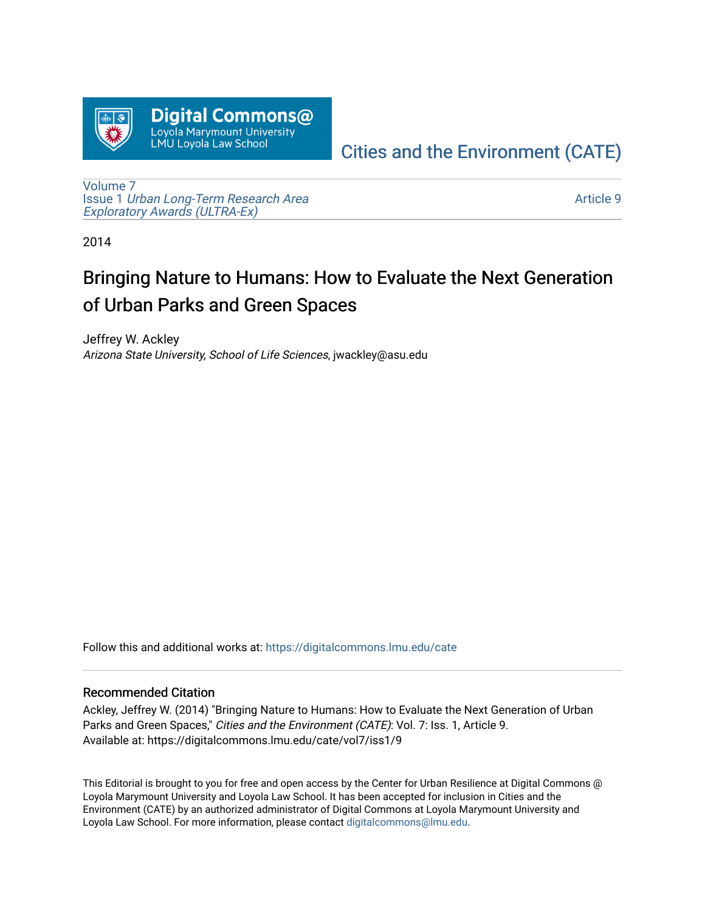Digital Commons@ Loyola Marymount University LMU Loyola Law School

Cities and the Environment (CATE)

Volume 7
Issue 1 *Urban Long-Term Research Area Exploratory Awards (ULTRA-Ex)*

Article 9

2014

# Bringing Nature to Humans: How to Evaluate the Next Generation of Urban Parks and Green Spaces

Jeffrey W. Ackley
*Arizona State University, School of Life Sciences*, jwackley@asu.edu

Follow this and additional works at: https://digitalcommons.lmu.edu/cate

## Recommended Citation

Ackley, Jeffrey W. (2014) "Bringing Nature to Humans: How to Evaluate the Next Generation of Urban Parks and Green Spaces," *Cities and the Environment (CATE)*: Vol. 7: Iss. 1, Article 9.
Available at: https://digitalcommons.lmu.edu/cate/vol7/iss1/9

This Editorial is brought to you for free and open access by the Center for Urban Resilience at Digital Commons @ Loyola Marymount University and Loyola Law School. It has been accepted for inclusion in Cities and the Environment (CATE) by an authorized administrator of Digital Commons at Loyola Marymount University and Loyola Law School. For more information, please contact digitalcommons@lmu.edu.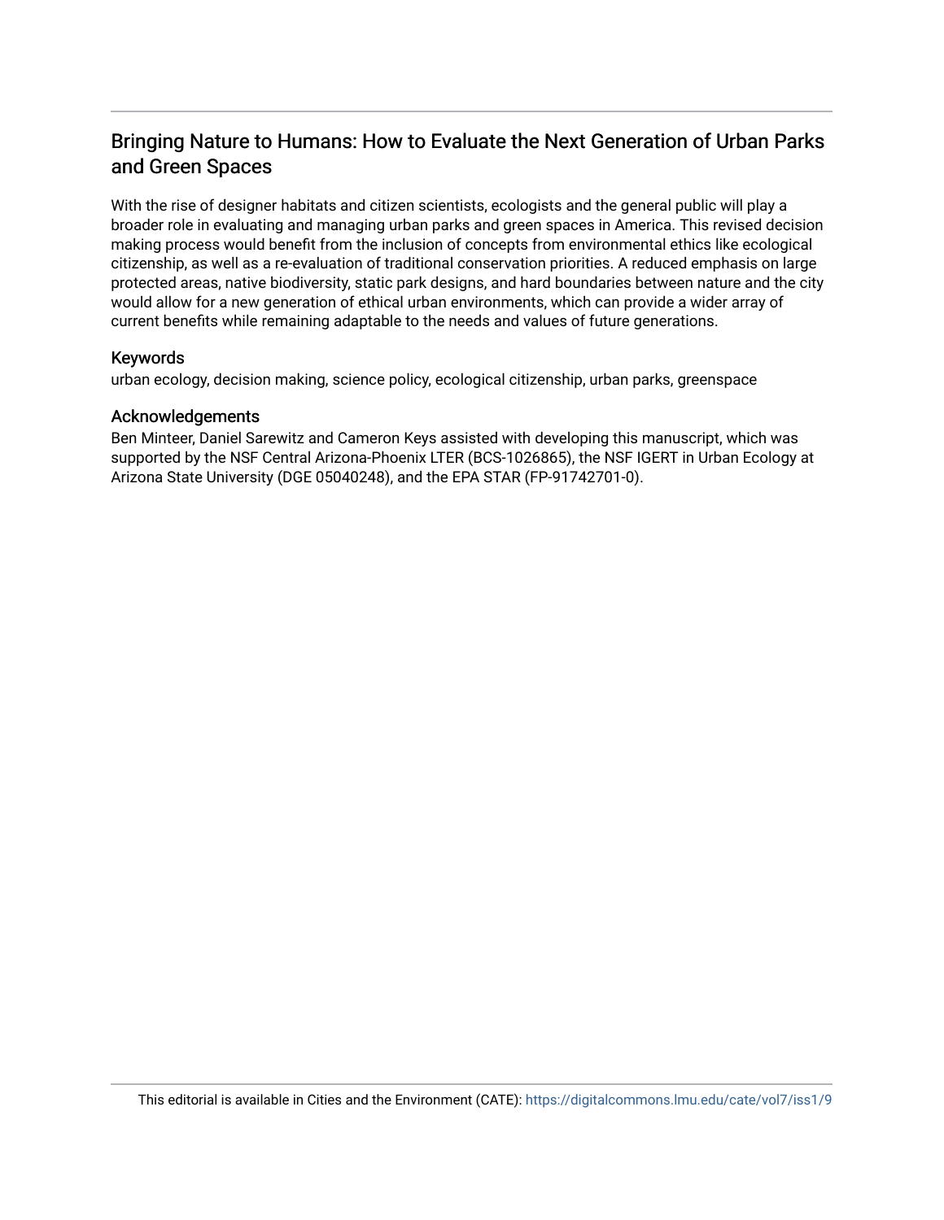# Bringing Nature to Humans: How to Evaluate the Next Generation of Urban Parks and Green Spaces

With the rise of designer habitats and citizen scientists, ecologists and the general public will play a broader role in evaluating and managing urban parks and green spaces in America. This revised decision making process would benefit from the inclusion of concepts from environmental ethics like ecological citizenship, as well as a re-evaluation of traditional conservation priorities. A reduced emphasis on large protected areas, native biodiversity, static park designs, and hard boundaries between nature and the city would allow for a new generation of ethical urban environments, which can provide a wider array of current benefits while remaining adaptable to the needs and values of future generations.

## Keywords

urban ecology, decision making, science policy, ecological citizenship, urban parks, greenspace

## Acknowledgements

Ben Minteer, Daniel Sarewitz and Cameron Keys assisted with developing this manuscript, which was supported by the NSF Central Arizona-Phoenix LTER (BCS-1026865), the NSF IGERT in Urban Ecology at Arizona State University (DGE 05040248), and the EPA STAR (FP-91742701-0).

This editorial is available in Cities and the Environment (CATE): https://digitalcommons.lmu.edu/cate/vol7/iss1/9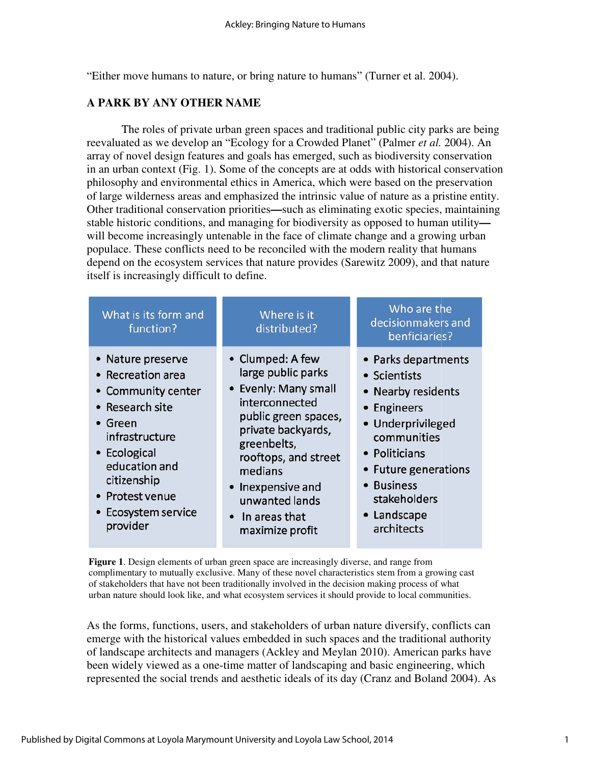"Either move humans to nature, or bring nature to humans" (Turner et al. 2004).

## A PARK BY ANY OTHER NAME

The roles of private urban green spaces and traditional public city parks are being reevaluated as we develop an "Ecology for a Crowded Planet" (Palmer *et al.* 2004). An array of novel design features and goals has emerged, such as biodiversity conservation in an urban context (Fig. 1). Some of the concepts are at odds with historical conservation philosophy and environmental ethics in America, which were based on the preservation of large wilderness areas and emphasized the intrinsic value of nature as a pristine entity. Other traditional conservation priorities—such as eliminating exotic species, maintaining stable historic conditions, and managing for biodiversity as opposed to human utility—will become increasingly untenable in the face of climate change and a growing urban populace. These conflicts need to be reconciled with the modern reality that humans depend on the ecosystem services that nature provides (Sarewitz 2009), and that nature itself is increasingly difficult to define.

| What is its form and function? | Where is it distributed? | Who are the decisionmakers and benficiaries? |
|---|---|---|
| • Nature preserve<br>• Recreation area<br>• Community center<br>• Research site<br>• Green infrastructure<br>• Ecological education and citizenship<br>• Protest venue<br>• Ecosystem service provider | • Clumped: A few large public parks<br>• Evenly: Many small interconnected public green spaces, private backyards, greenbelts, rooftops, and street medians<br>• Inexpensive and unwanted lands<br>• In areas that maximize profit | • Parks departments<br>• Scientists<br>• Nearby residents<br>• Engineers<br>• Underprivileged communities<br>• Politicians<br>• Future generations<br>• Business stakeholders<br>• Landscape architects |

**Figure 1**. Design elements of urban green space are increasingly diverse, and range from complimentary to mutually exclusive. Many of these novel characteristics stem from a growing cast of stakeholders that have not been traditionally involved in the decision making process of what urban nature should look like, and what ecosystem services it should provide to local communities.

As the forms, functions, users, and stakeholders of urban nature diversify, conflicts can emerge with the historical values embedded in such spaces and the traditional authority of landscape architects and managers (Ackley and Meylan 2010). American parks have been widely viewed as a one-time matter of landscaping and basic engineering, which represented the social trends and aesthetic ideals of its day (Cranz and Boland 2004). As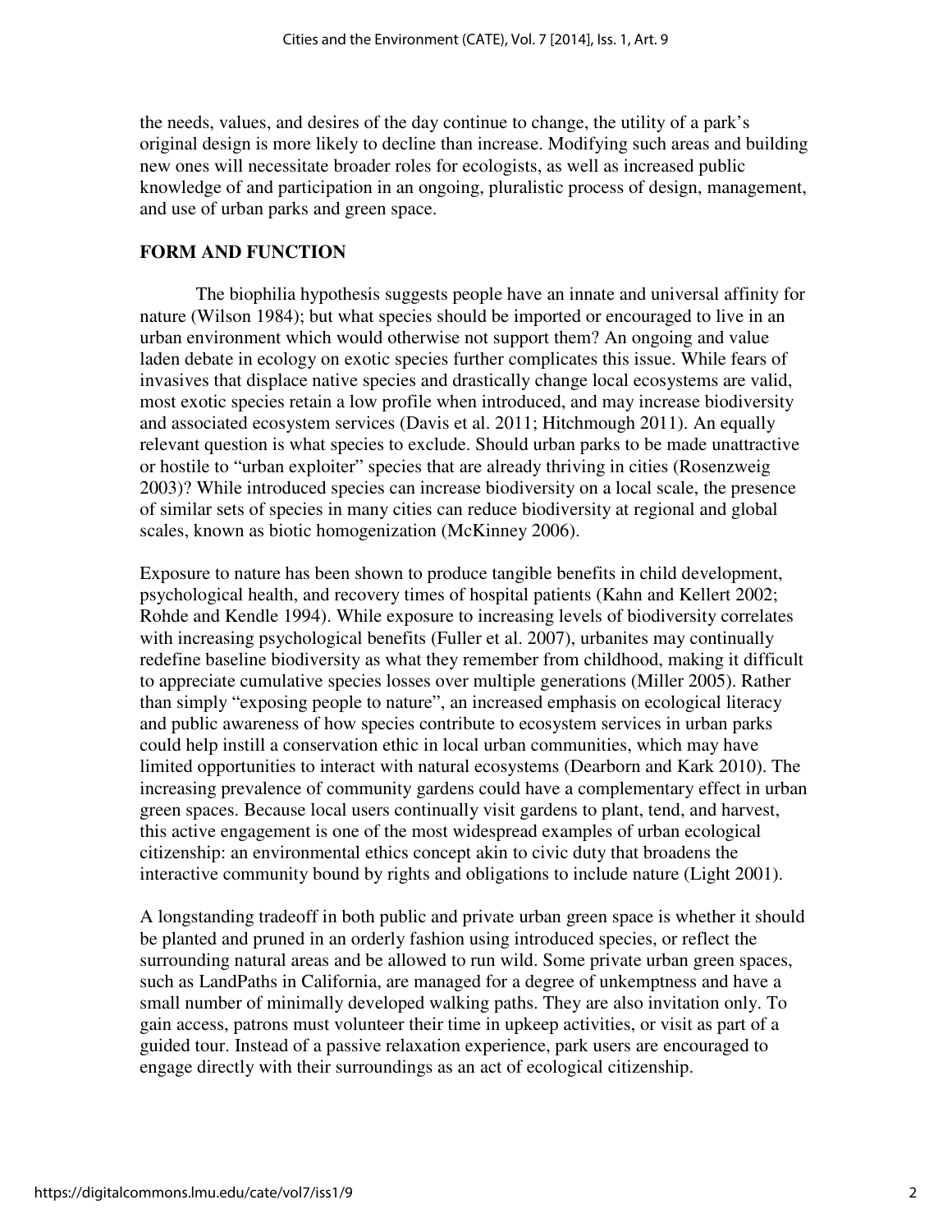the needs, values, and desires of the day continue to change, the utility of a park's original design is more likely to decline than increase. Modifying such areas and building new ones will necessitate broader roles for ecologists, as well as increased public knowledge of and participation in an ongoing, pluralistic process of design, management, and use of urban parks and green space.

## FORM AND FUNCTION

The biophilia hypothesis suggests people have an innate and universal affinity for nature (Wilson 1984); but what species should be imported or encouraged to live in an urban environment which would otherwise not support them? An ongoing and value laden debate in ecology on exotic species further complicates this issue. While fears of invasives that displace native species and drastically change local ecosystems are valid, most exotic species retain a low profile when introduced, and may increase biodiversity and associated ecosystem services (Davis et al. 2011; Hitchmough 2011). An equally relevant question is what species to exclude. Should urban parks to be made unattractive or hostile to "urban exploiter" species that are already thriving in cities (Rosenzweig 2003)? While introduced species can increase biodiversity on a local scale, the presence of similar sets of species in many cities can reduce biodiversity at regional and global scales, known as biotic homogenization (McKinney 2006).

Exposure to nature has been shown to produce tangible benefits in child development, psychological health, and recovery times of hospital patients (Kahn and Kellert 2002; Rohde and Kendle 1994). While exposure to increasing levels of biodiversity correlates with increasing psychological benefits (Fuller et al. 2007), urbanites may continually redefine baseline biodiversity as what they remember from childhood, making it difficult to appreciate cumulative species losses over multiple generations (Miller 2005). Rather than simply "exposing people to nature", an increased emphasis on ecological literacy and public awareness of how species contribute to ecosystem services in urban parks could help instill a conservation ethic in local urban communities, which may have limited opportunities to interact with natural ecosystems (Dearborn and Kark 2010). The increasing prevalence of community gardens could have a complementary effect in urban green spaces. Because local users continually visit gardens to plant, tend, and harvest, this active engagement is one of the most widespread examples of urban ecological citizenship: an environmental ethics concept akin to civic duty that broadens the interactive community bound by rights and obligations to include nature (Light 2001).

A longstanding tradeoff in both public and private urban green space is whether it should be planted and pruned in an orderly fashion using introduced species, or reflect the surrounding natural areas and be allowed to run wild. Some private urban green spaces, such as LandPaths in California, are managed for a degree of unkemptness and have a small number of minimally developed walking paths. They are also invitation only. To gain access, patrons must volunteer their time in upkeep activities, or visit as part of a guided tour. Instead of a passive relaxation experience, park users are encouraged to engage directly with their surroundings as an act of ecological citizenship.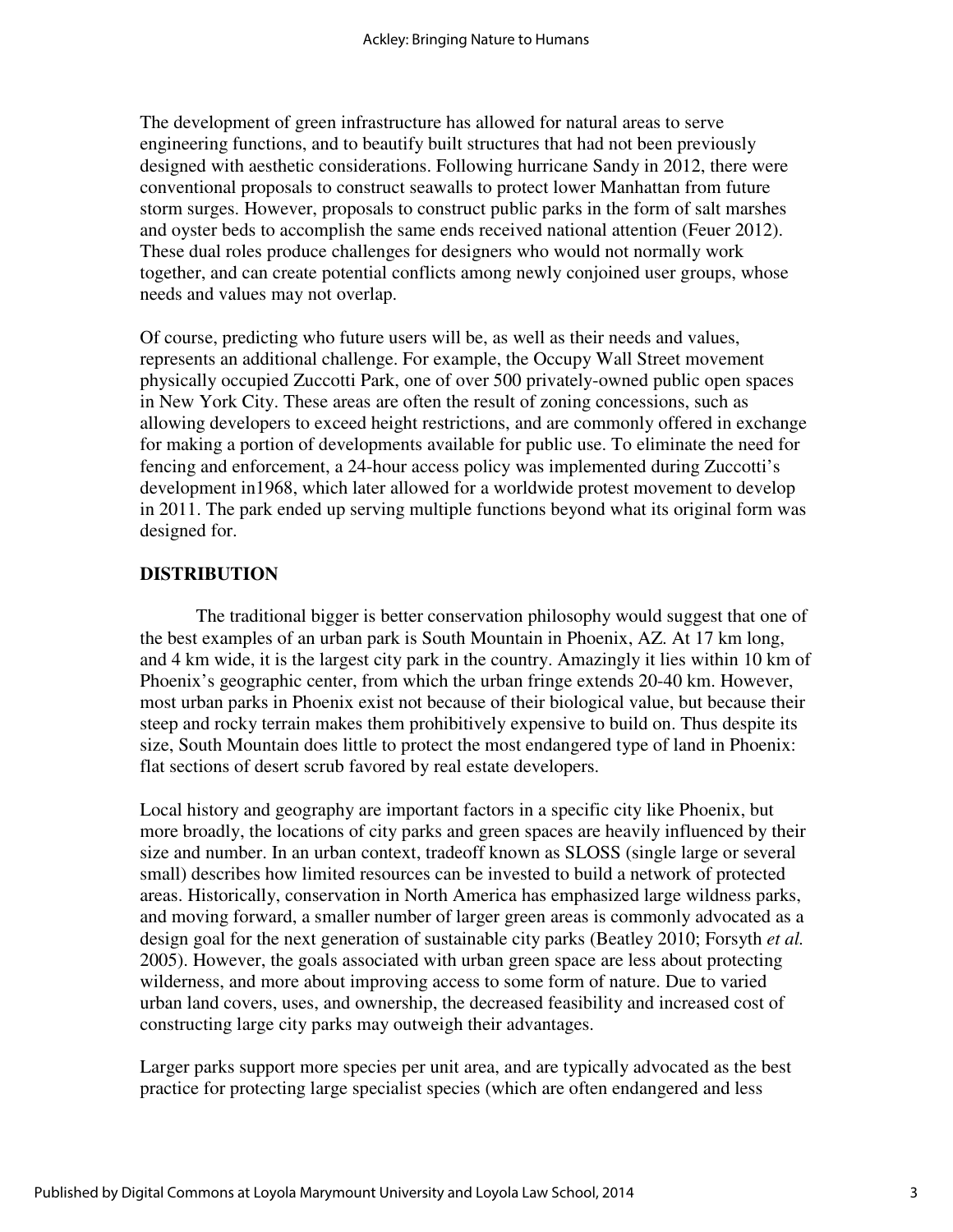The development of green infrastructure has allowed for natural areas to serve engineering functions, and to beautify built structures that had not been previously designed with aesthetic considerations. Following hurricane Sandy in 2012, there were conventional proposals to construct seawalls to protect lower Manhattan from future storm surges. However, proposals to construct public parks in the form of salt marshes and oyster beds to accomplish the same ends received national attention (Feuer 2012). These dual roles produce challenges for designers who would not normally work together, and can create potential conflicts among newly conjoined user groups, whose needs and values may not overlap.

Of course, predicting who future users will be, as well as their needs and values, represents an additional challenge. For example, the Occupy Wall Street movement physically occupied Zuccotti Park, one of over 500 privately-owned public open spaces in New York City. These areas are often the result of zoning concessions, such as allowing developers to exceed height restrictions, and are commonly offered in exchange for making a portion of developments available for public use. To eliminate the need for fencing and enforcement, a 24-hour access policy was implemented during Zuccotti's development in1968, which later allowed for a worldwide protest movement to develop in 2011. The park ended up serving multiple functions beyond what its original form was designed for.

## DISTRIBUTION

The traditional bigger is better conservation philosophy would suggest that one of the best examples of an urban park is South Mountain in Phoenix, AZ. At 17 km long, and 4 km wide, it is the largest city park in the country. Amazingly it lies within 10 km of Phoenix's geographic center, from which the urban fringe extends 20-40 km. However, most urban parks in Phoenix exist not because of their biological value, but because their steep and rocky terrain makes them prohibitively expensive to build on. Thus despite its size, South Mountain does little to protect the most endangered type of land in Phoenix: flat sections of desert scrub favored by real estate developers.

Local history and geography are important factors in a specific city like Phoenix, but more broadly, the locations of city parks and green spaces are heavily influenced by their size and number. In an urban context, tradeoff known as SLOSS (single large or several small) describes how limited resources can be invested to build a network of protected areas. Historically, conservation in North America has emphasized large wildness parks, and moving forward, a smaller number of larger green areas is commonly advocated as a design goal for the next generation of sustainable city parks (Beatley 2010; Forsyth *et al.* 2005). However, the goals associated with urban green space are less about protecting wilderness, and more about improving access to some form of nature. Due to varied urban land covers, uses, and ownership, the decreased feasibility and increased cost of constructing large city parks may outweigh their advantages.

Larger parks support more species per unit area, and are typically advocated as the best practice for protecting large specialist species (which are often endangered and less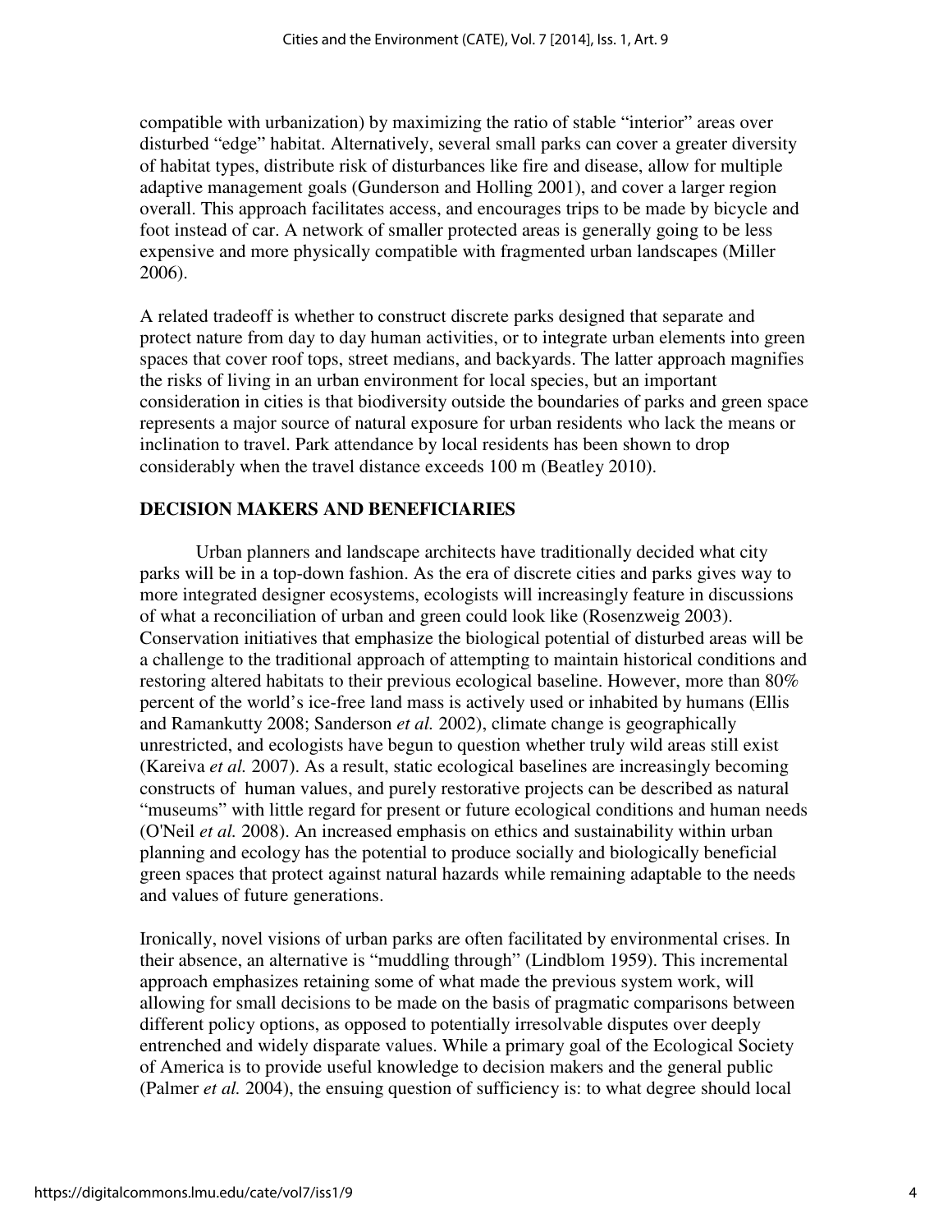compatible with urbanization) by maximizing the ratio of stable "interior" areas over disturbed "edge" habitat. Alternatively, several small parks can cover a greater diversity of habitat types, distribute risk of disturbances like fire and disease, allow for multiple adaptive management goals (Gunderson and Holling 2001), and cover a larger region overall. This approach facilitates access, and encourages trips to be made by bicycle and foot instead of car. A network of smaller protected areas is generally going to be less expensive and more physically compatible with fragmented urban landscapes (Miller 2006).

A related tradeoff is whether to construct discrete parks designed that separate and protect nature from day to day human activities, or to integrate urban elements into green spaces that cover roof tops, street medians, and backyards. The latter approach magnifies the risks of living in an urban environment for local species, but an important consideration in cities is that biodiversity outside the boundaries of parks and green space represents a major source of natural exposure for urban residents who lack the means or inclination to travel. Park attendance by local residents has been shown to drop considerably when the travel distance exceeds 100 m (Beatley 2010).

## DECISION MAKERS AND BENEFICIARIES

Urban planners and landscape architects have traditionally decided what city parks will be in a top-down fashion. As the era of discrete cities and parks gives way to more integrated designer ecosystems, ecologists will increasingly feature in discussions of what a reconciliation of urban and green could look like (Rosenzweig 2003). Conservation initiatives that emphasize the biological potential of disturbed areas will be a challenge to the traditional approach of attempting to maintain historical conditions and restoring altered habitats to their previous ecological baseline. However, more than 80% percent of the world's ice-free land mass is actively used or inhabited by humans (Ellis and Ramankutty 2008; Sanderson *et al.* 2002), climate change is geographically unrestricted, and ecologists have begun to question whether truly wild areas still exist (Kareiva *et al.* 2007). As a result, static ecological baselines are increasingly becoming constructs of human values, and purely restorative projects can be described as natural "museums" with little regard for present or future ecological conditions and human needs (O'Neil *et al.* 2008). An increased emphasis on ethics and sustainability within urban planning and ecology has the potential to produce socially and biologically beneficial green spaces that protect against natural hazards while remaining adaptable to the needs and values of future generations.

Ironically, novel visions of urban parks are often facilitated by environmental crises. In their absence, an alternative is "muddling through" (Lindblom 1959). This incremental approach emphasizes retaining some of what made the previous system work, will allowing for small decisions to be made on the basis of pragmatic comparisons between different policy options, as opposed to potentially irresolvable disputes over deeply entrenched and widely disparate values. While a primary goal of the Ecological Society of America is to provide useful knowledge to decision makers and the general public (Palmer *et al.* 2004), the ensuing question of sufficiency is: to what degree should local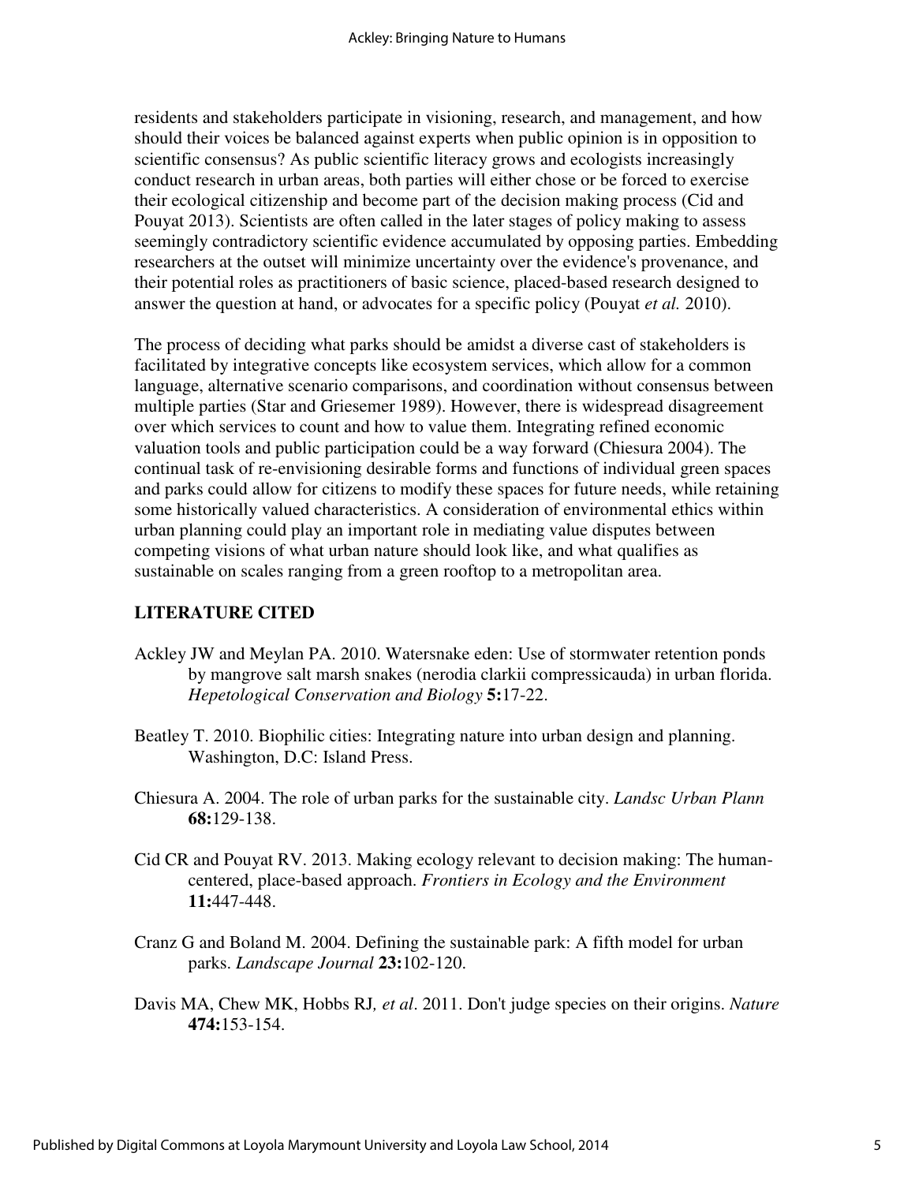residents and stakeholders participate in visioning, research, and management, and how should their voices be balanced against experts when public opinion is in opposition to scientific consensus? As public scientific literacy grows and ecologists increasingly conduct research in urban areas, both parties will either chose or be forced to exercise their ecological citizenship and become part of the decision making process (Cid and Pouyat 2013). Scientists are often called in the later stages of policy making to assess seemingly contradictory scientific evidence accumulated by opposing parties. Embedding researchers at the outset will minimize uncertainty over the evidence's provenance, and their potential roles as practitioners of basic science, placed-based research designed to answer the question at hand, or advocates for a specific policy (Pouyat *et al.* 2010).

The process of deciding what parks should be amidst a diverse cast of stakeholders is facilitated by integrative concepts like ecosystem services, which allow for a common language, alternative scenario comparisons, and coordination without consensus between multiple parties (Star and Griesemer 1989). However, there is widespread disagreement over which services to count and how to value them. Integrating refined economic valuation tools and public participation could be a way forward (Chiesura 2004). The continual task of re-envisioning desirable forms and functions of individual green spaces and parks could allow for citizens to modify these spaces for future needs, while retaining some historically valued characteristics. A consideration of environmental ethics within urban planning could play an important role in mediating value disputes between competing visions of what urban nature should look like, and what qualifies as sustainable on scales ranging from a green rooftop to a metropolitan area.

## LITERATURE CITED

Ackley JW and Meylan PA. 2010. Watersnake eden: Use of stormwater retention ponds by mangrove salt marsh snakes (nerodia clarkii compressicauda) in urban florida. *Hepetological Conservation and Biology* **5:**17-22.

Beatley T. 2010. Biophilic cities: Integrating nature into urban design and planning. Washington, D.C: Island Press.

Chiesura A. 2004. The role of urban parks for the sustainable city. *Landsc Urban Plann* **68:**129-138.

Cid CR and Pouyat RV. 2013. Making ecology relevant to decision making: The human-centered, place-based approach. *Frontiers in Ecology and the Environment* **11:**447-448.

Cranz G and Boland M. 2004. Defining the sustainable park: A fifth model for urban parks. *Landscape Journal* **23:**102-120.

Davis MA, Chew MK, Hobbs RJ*, et al*. 2011. Don't judge species on their origins. *Nature* **474:**153-154.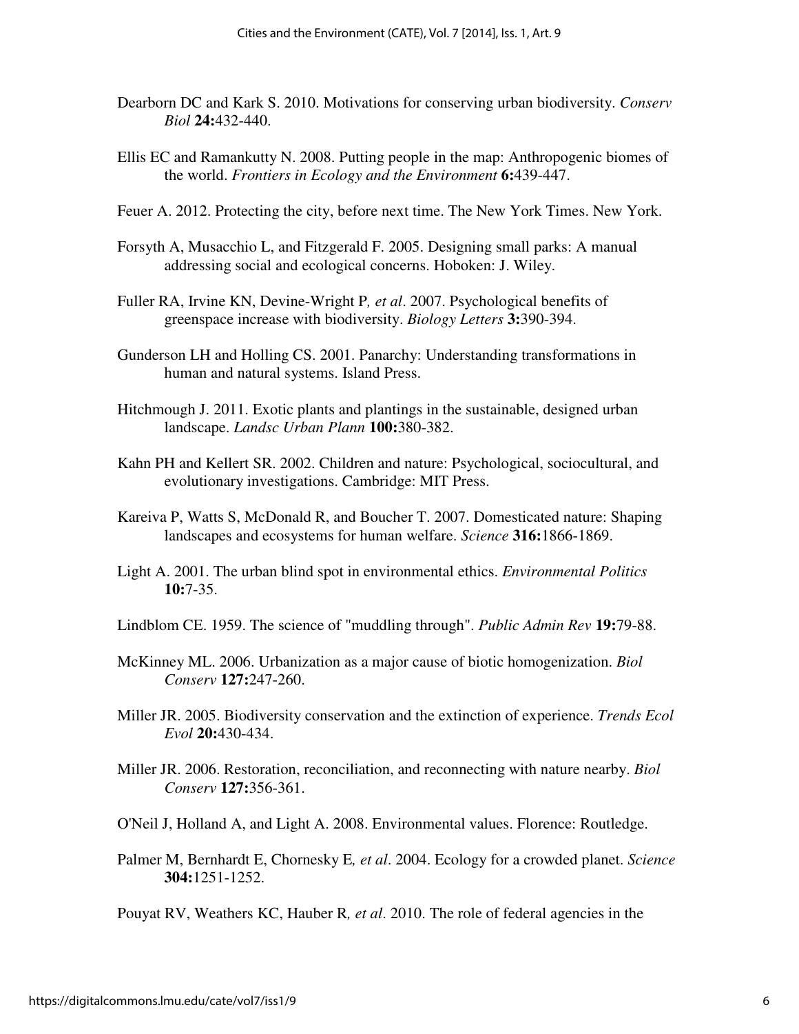Dearborn DC and Kark S. 2010. Motivations for conserving urban biodiversity. *Conserv Biol* **24:**432-440.

Ellis EC and Ramankutty N. 2008. Putting people in the map: Anthropogenic biomes of the world. *Frontiers in Ecology and the Environment* **6:**439-447.

Feuer A. 2012. Protecting the city, before next time. The New York Times. New York.

Forsyth A, Musacchio L, and Fitzgerald F. 2005. Designing small parks: A manual addressing social and ecological concerns. Hoboken: J. Wiley.

Fuller RA, Irvine KN, Devine-Wright P*, et al*. 2007. Psychological benefits of greenspace increase with biodiversity. *Biology Letters* **3:**390-394.

Gunderson LH and Holling CS. 2001. Panarchy: Understanding transformations in human and natural systems. Island Press.

Hitchmough J. 2011. Exotic plants and plantings in the sustainable, designed urban landscape. *Landsc Urban Plann* **100:**380-382.

Kahn PH and Kellert SR. 2002. Children and nature: Psychological, sociocultural, and evolutionary investigations. Cambridge: MIT Press.

Kareiva P, Watts S, McDonald R, and Boucher T. 2007. Domesticated nature: Shaping landscapes and ecosystems for human welfare. *Science* **316:**1866-1869.

Light A. 2001. The urban blind spot in environmental ethics. *Environmental Politics* **10:**7-35.

Lindblom CE. 1959. The science of "muddling through". *Public Admin Rev* **19:**79-88.

McKinney ML. 2006. Urbanization as a major cause of biotic homogenization. *Biol Conserv* **127:**247-260.

Miller JR. 2005. Biodiversity conservation and the extinction of experience. *Trends Ecol Evol* **20:**430-434.

Miller JR. 2006. Restoration, reconciliation, and reconnecting with nature nearby. *Biol Conserv* **127:**356-361.

O'Neil J, Holland A, and Light A. 2008. Environmental values. Florence: Routledge.

Palmer M, Bernhardt E, Chornesky E*, et al*. 2004. Ecology for a crowded planet. *Science* **304:**1251-1252.

Pouyat RV, Weathers KC, Hauber R*, et al*. 2010. The role of federal agencies in the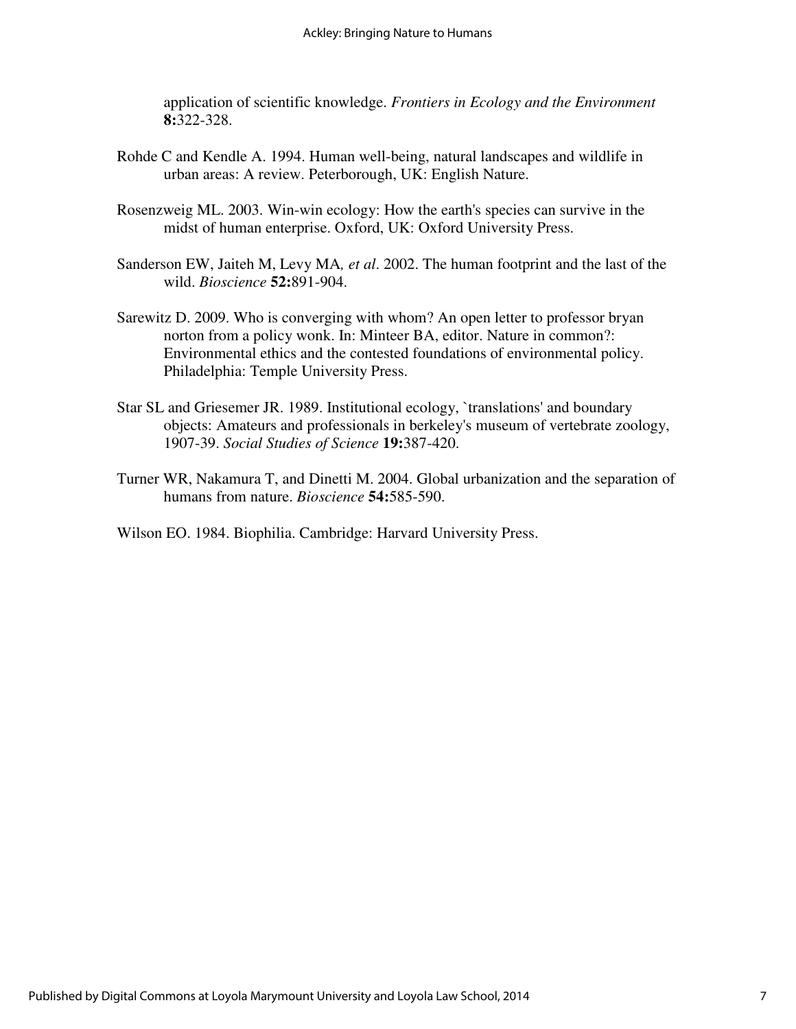application of scientific knowledge. *Frontiers in Ecology and the Environment* **8:**322-328.

Rohde C and Kendle A. 1994. Human well-being, natural landscapes and wildlife in urban areas: A review. Peterborough, UK: English Nature.

Rosenzweig ML. 2003. Win-win ecology: How the earth's species can survive in the midst of human enterprise. Oxford, UK: Oxford University Press.

Sanderson EW, Jaiteh M, Levy MA*, et al*. 2002. The human footprint and the last of the wild. *Bioscience* **52:**891-904.

Sarewitz D. 2009. Who is converging with whom? An open letter to professor bryan norton from a policy wonk. In: Minteer BA, editor. Nature in common?: Environmental ethics and the contested foundations of environmental policy. Philadelphia: Temple University Press.

Star SL and Griesemer JR. 1989. Institutional ecology, `translations' and boundary objects: Amateurs and professionals in berkeley's museum of vertebrate zoology, 1907-39. *Social Studies of Science* **19:**387-420.

Turner WR, Nakamura T, and Dinetti M. 2004. Global urbanization and the separation of humans from nature. *Bioscience* **54:**585-590.

Wilson EO. 1984. Biophilia. Cambridge: Harvard University Press.